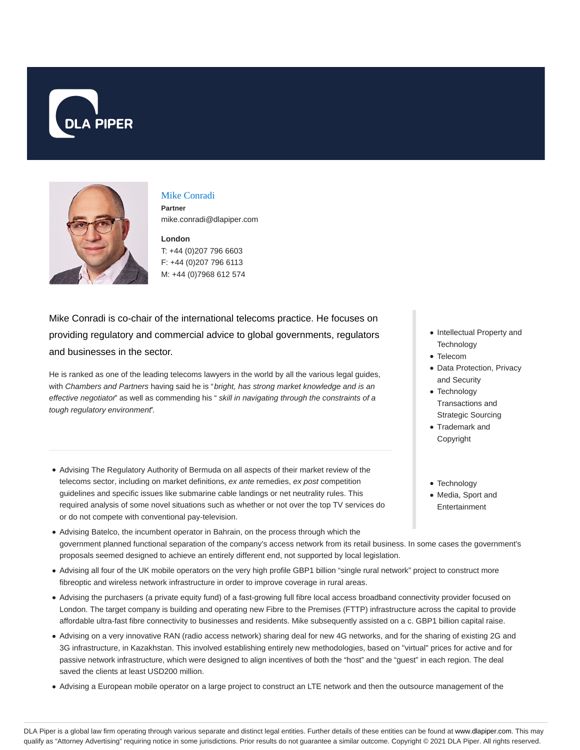DLA PIPER

## Mike Conradi

**Partner**
mike.conradi@dlapiper.com

**London**
T: +44 (0)207 796 6603
F: +44 (0)207 796 6113
M: +44 (0)7968 612 574

Mike Conradi is co-chair of the international telecoms practice. He focuses on providing regulatory and commercial advice to global governments, regulators and businesses in the sector.

He is ranked as one of the leading telecoms lawyers in the world by all the various legal guides, with *Chambers and Partners* having said he is "*bright, has strong market knowledge and is an effective negotiator*" as well as commending his " *skill in navigating through the constraints of a tough regulatory environment*".

- Intellectual Property and Technology
- Telecom
- Data Protection, Privacy and Security
- Technology Transactions and Strategic Sourcing
- Trademark and Copyright

- Technology
- Media, Sport and Entertainment

- Advising The Regulatory Authority of Bermuda on all aspects of their market review of the telecoms sector, including on market definitions, *ex ante* remedies, *ex post* competition guidelines and specific issues like submarine cable landings or net neutrality rules. This required analysis of some novel situations such as whether or not over the top TV services do or do not compete with conventional pay-television.
- Advising Batelco, the incumbent operator in Bahrain, on the process through which the government planned functional separation of the company's access network from its retail business. In some cases the government's proposals seemed designed to achieve an entirely different end, not supported by local legislation.
- Advising all four of the UK mobile operators on the very high profile GBP1 billion "single rural network" project to construct more fibreoptic and wireless network infrastructure in order to improve coverage in rural areas.
- Advising the purchasers (a private equity fund) of a fast-growing full fibre local access broadband connectivity provider focused on London. The target company is building and operating new Fibre to the Premises (FTTP) infrastructure across the capital to provide affordable ultra-fast fibre connectivity to businesses and residents. Mike subsequently assisted on a c. GBP1 billion capital raise.
- Advising on a very innovative RAN (radio access network) sharing deal for new 4G networks, and for the sharing of existing 2G and 3G infrastructure, in Kazakhstan. This involved establishing entirely new methodologies, based on "virtual" prices for active and for passive network infrastructure, which were designed to align incentives of both the "host" and the "guest" in each region. The deal saved the clients at least USD200 million.
- Advising a European mobile operator on a large project to construct an LTE network and then the outsource management of the

DLA Piper is a global law firm operating through various separate and distinct legal entities. Further details of these entities can be found at www.dlapiper.com. This may qualify as "Attorney Advertising" requiring notice in some jurisdictions. Prior results do not guarantee a similar outcome. Copyright © 2021 DLA Piper. All rights reserved.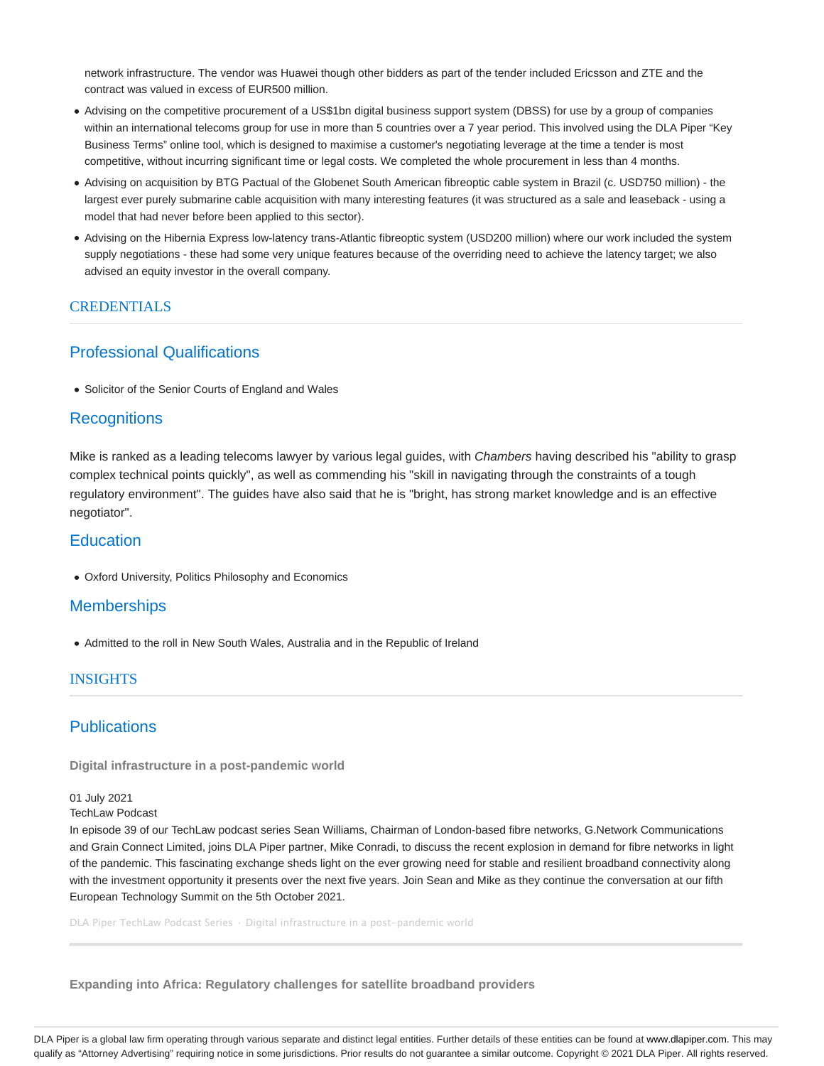network infrastructure. The vendor was Huawei though other bidders as part of the tender included Ericsson and ZTE and the contract was valued in excess of EUR500 million.

- Advising on the competitive procurement of a US$1bn digital business support system (DBSS) for use by a group of companies within an international telecoms group for use in more than 5 countries over a 7 year period. This involved using the DLA Piper "Key Business Terms" online tool, which is designed to maximise a customer's negotiating leverage at the time a tender is most competitive, without incurring significant time or legal costs. We completed the whole procurement in less than 4 months.
- Advising on acquisition by BTG Pactual of the Globenet South American fibreoptic cable system in Brazil (c. USD750 million) - the largest ever purely submarine cable acquisition with many interesting features (it was structured as a sale and leaseback - using a model that had never before been applied to this sector).
- Advising on the Hibernia Express low-latency trans-Atlantic fibreoptic system (USD200 million) where our work included the system supply negotiations - these had some very unique features because of the overriding need to achieve the latency target; we also advised an equity investor in the overall company.

## CREDENTIALS

### Professional Qualifications

- Solicitor of the Senior Courts of England and Wales

### Recognitions

Mike is ranked as a leading telecoms lawyer by various legal guides, with *Chambers* having described his "ability to grasp complex technical points quickly", as well as commending his "skill in navigating through the constraints of a tough regulatory environment". The guides have also said that he is "bright, has strong market knowledge and is an effective negotiator".

### Education

- Oxford University, Politics Philosophy and Economics

### Memberships

- Admitted to the roll in New South Wales, Australia and in the Republic of Ireland

## INSIGHTS

### Publications

**Digital infrastructure in a post-pandemic world**

01 July 2021
TechLaw Podcast
In episode 39 of our TechLaw podcast series Sean Williams, Chairman of London-based fibre networks, G.Network Communications and Grain Connect Limited, joins DLA Piper partner, Mike Conradi, to discuss the recent explosion in demand for fibre networks in light of the pandemic. This fascinating exchange sheds light on the ever growing need for stable and resilient broadband connectivity along with the investment opportunity it presents over the next five years. Join Sean and Mike as they continue the conversation at our fifth European Technology Summit on the 5th October 2021.

DLA Piper TechLaw Podcast Series · Digital infrastructure in a post-pandemic world

**Expanding into Africa: Regulatory challenges for satellite broadband providers**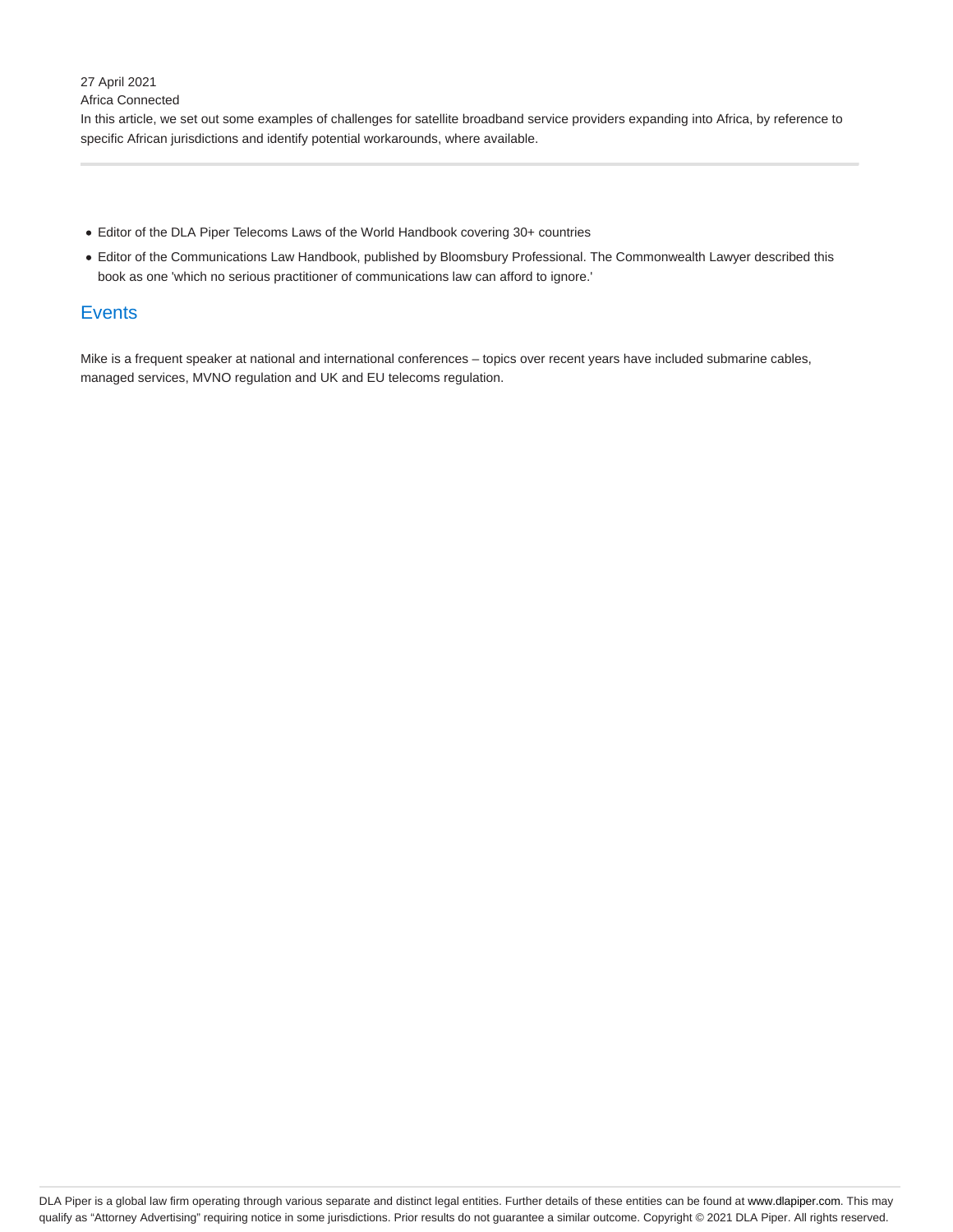27 April 2021

Africa Connected

In this article, we set out some examples of challenges for satellite broadband service providers expanding into Africa, by reference to specific African jurisdictions and identify potential workarounds, where available.

---

- Editor of the DLA Piper Telecoms Laws of the World Handbook covering 30+ countries
- Editor of the Communications Law Handbook, published by Bloomsbury Professional. The Commonwealth Lawyer described this book as one 'which no serious practitioner of communications law can afford to ignore.'

## Events

Mike is a frequent speaker at national and international conferences – topics over recent years have included submarine cables, managed services, MVNO regulation and UK and EU telecoms regulation.